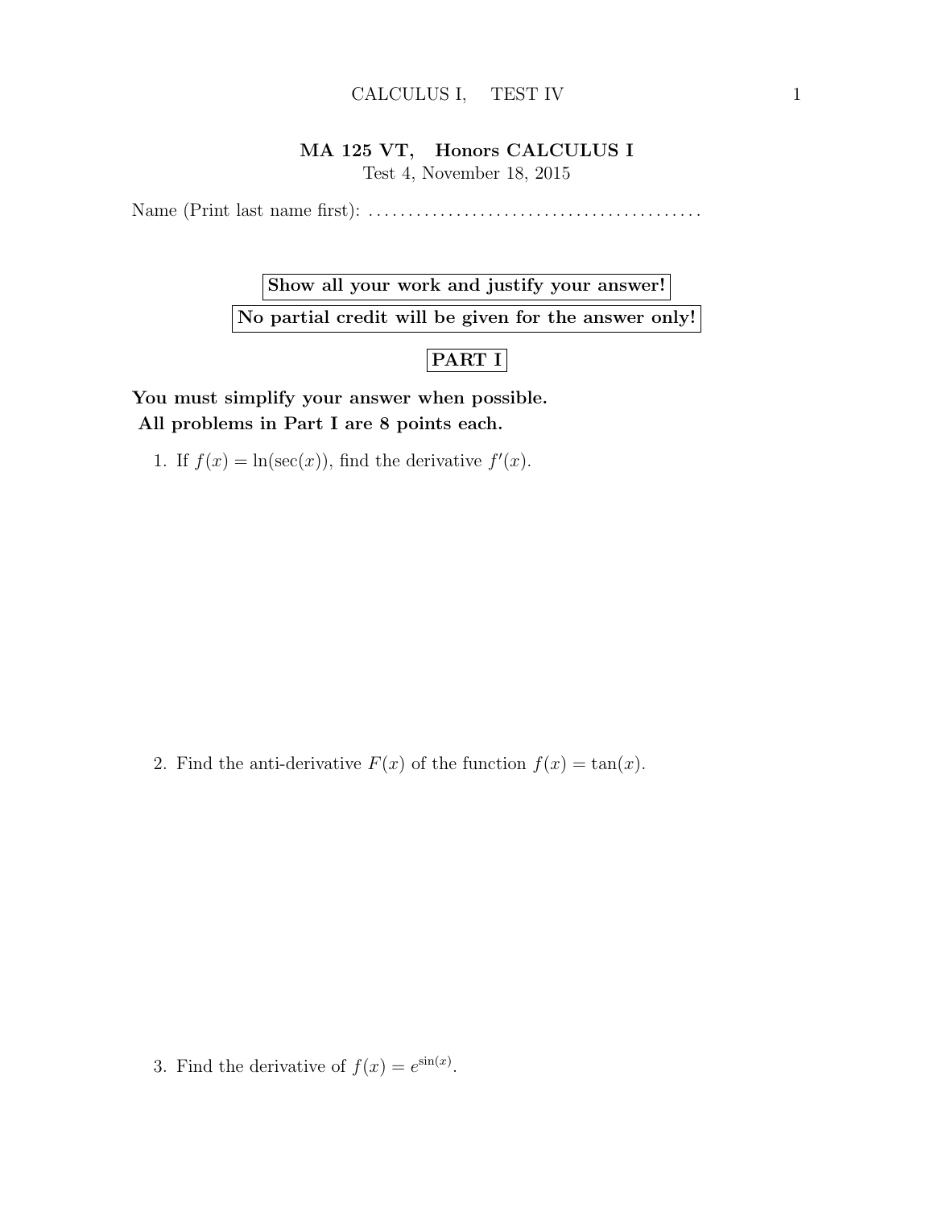# MA 125 VT, Honors CALCULUS I

Test 4, November 18, 2015

Name (Print last name first): ..........................................

**Show all your work and justify your answer!**

**No partial credit will be given for the answer only!**

## PART I

**You must simplify your answer when possible.**
**All problems in Part I are 8 points each.**

1. If $f(x) = \ln(\sec(x))$, find the derivative $f'(x)$.

2. Find the anti-derivative $F(x)$ of the function $f(x) = \tan(x)$.

3. Find the derivative of $f(x) = e^{\sin(x)}$.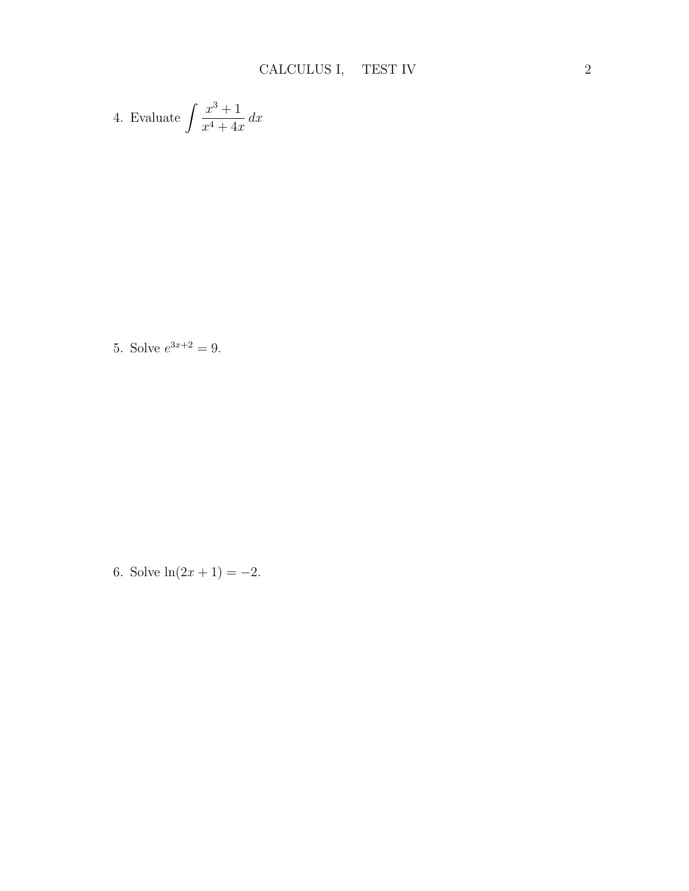4. Evaluate $\displaystyle\int \frac{x^3+1}{x^4+4x}\,dx$

5. Solve $e^{3x+2} = 9$.

6. Solve $\ln(2x+1) = -2$.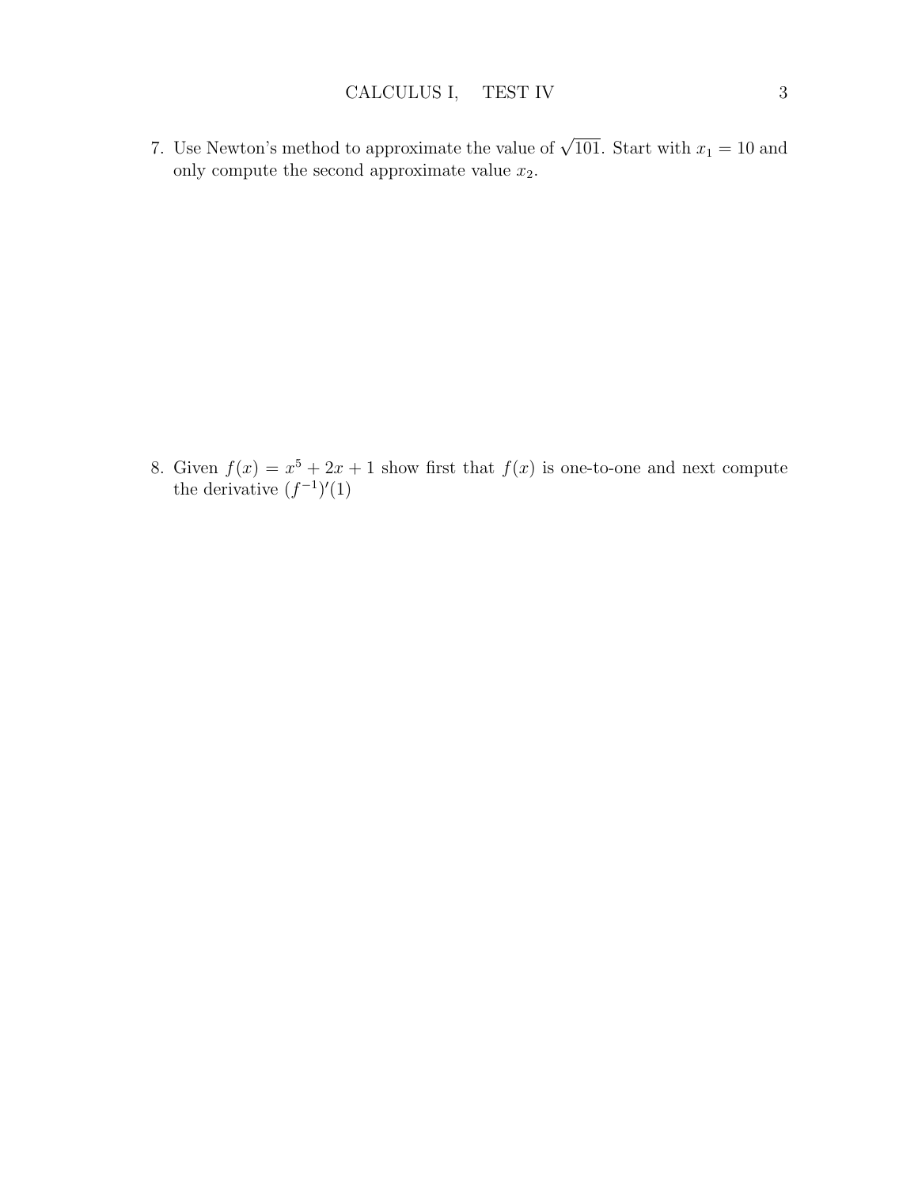7. Use Newton's method to approximate the value of $\sqrt{101}$. Start with $x_1 = 10$ and only compute the second approximate value $x_2$.

8. Given $f(x) = x^5 + 2x + 1$ show first that $f(x)$ is one-to-one and next compute the derivative $(f^{-1})'(1)$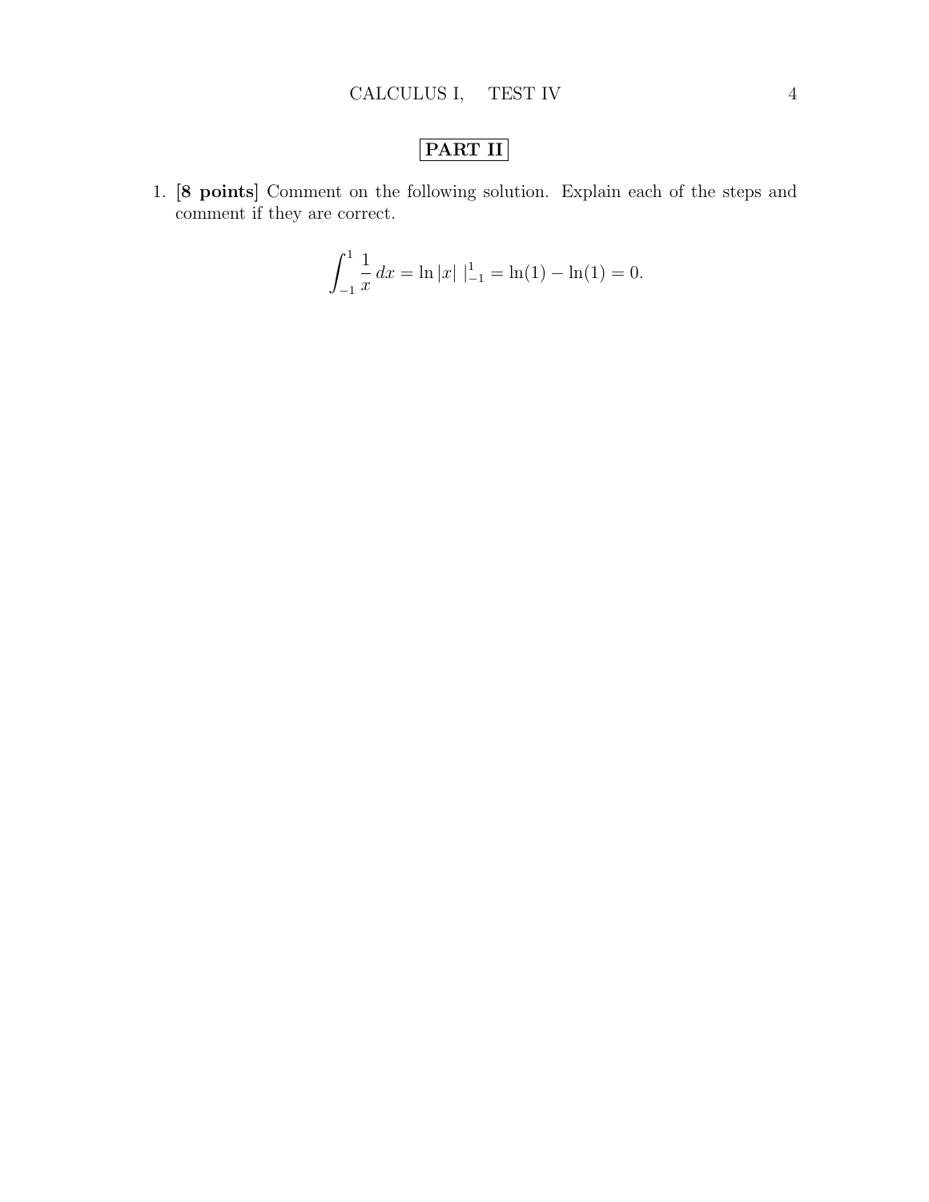## PART II

1. **[8 points]** Comment on the following solution. Explain each of the steps and comment if they are correct.

$$\int_{-1}^{1} \frac{1}{x}\, dx = \ln|x| \,\Big|_{-1}^{1} = \ln(1) - \ln(1) = 0.$$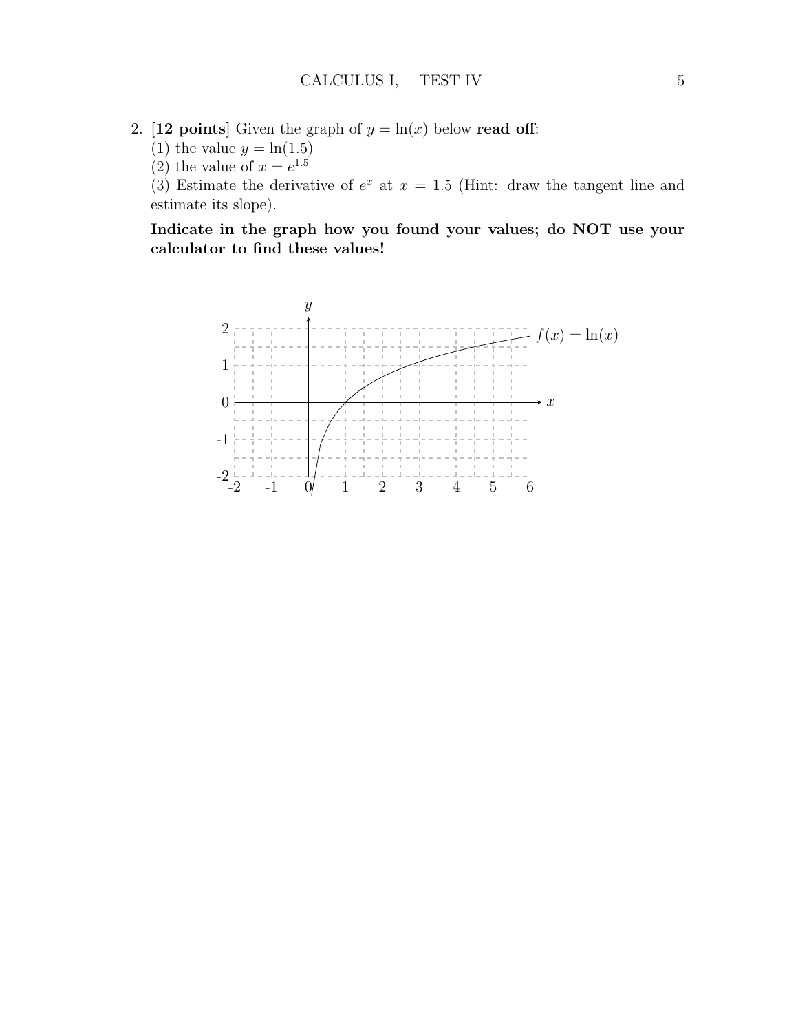2. **[12 points]** Given the graph of $y = \ln(x)$ below **read off**:

(1) the value $y = \ln(1.5)$

(2) the value of $x = e^{1.5}$

(3) Estimate the derivative of $e^x$ at $x = 1.5$ (Hint: draw the tangent line and estimate its slope).

**Indicate in the graph how you found your values; do NOT use your calculator to find these values!**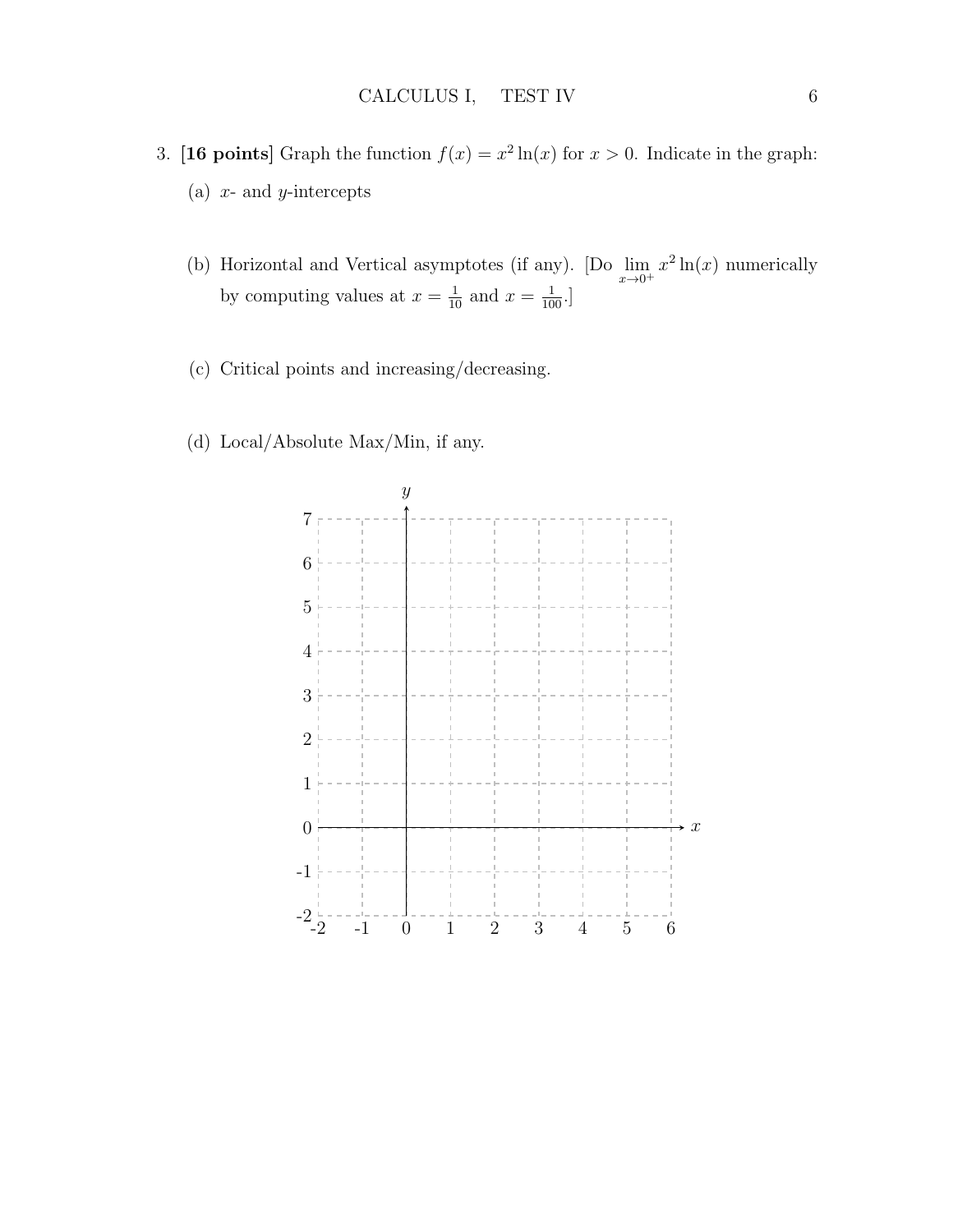3. **[16 points]** Graph the function $f(x) = x^2 \ln(x)$ for $x > 0$. Indicate in the graph:

   (a) $x$- and $y$-intercepts

   (b) Horizontal and Vertical asymptotes (if any). [Do $\lim\limits_{x \to 0^+} x^2 \ln(x)$ numerically by computing values at $x = \frac{1}{10}$ and $x = \frac{1}{100}$.]

   (c) Critical points and increasing/decreasing.

   (d) Local/Absolute Max/Min, if any.

y

7
6
5
4
3
2
1
0
-1
-2

-2 -1 0 1 2 3 4 5 6

x